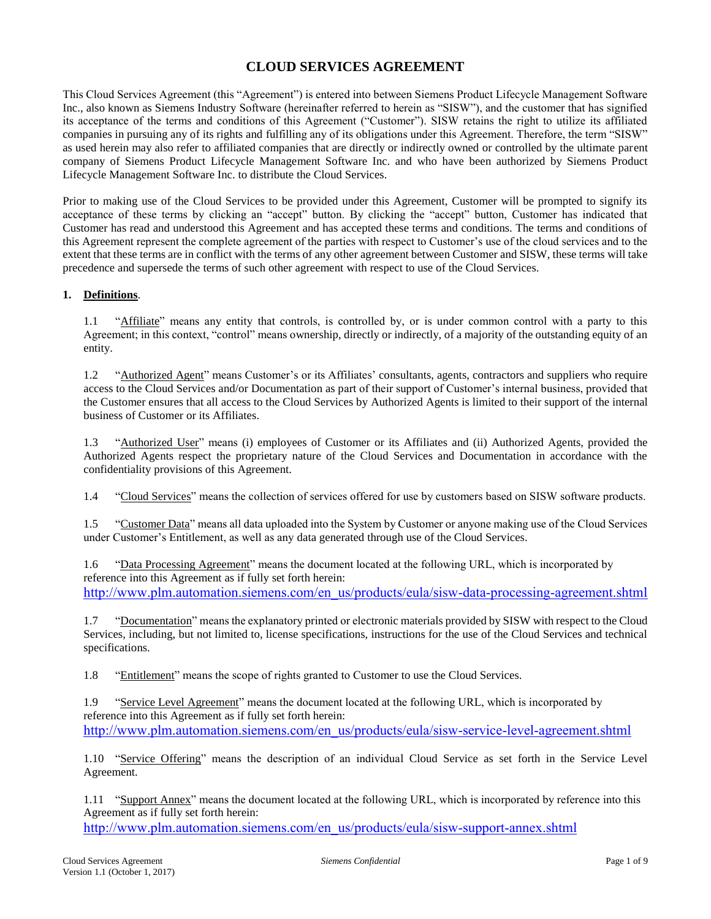# CLOUD SERVICES AGREEMENT

This Cloud Services Agreement (this "Agreement") is entered into between Siemens Product Lifecycle Management Software Inc., also known as Siemens Industry Software (hereinafter referred to herein as "SISW"), and the customer that has signified its acceptance of the terms and conditions of this Agreement ("Customer"). SISW retains the right to utilize its affiliated companies in pursuing any of its rights and fulfilling any of its obligations under this Agreement. Therefore, the term "SISW" as used herein may also refer to affiliated companies that are directly or indirectly owned or controlled by the ultimate parent company of Siemens Product Lifecycle Management Software Inc. and who have been authorized by Siemens Product Lifecycle Management Software Inc. to distribute the Cloud Services.

Prior to making use of the Cloud Services to be provided under this Agreement, Customer will be prompted to signify its acceptance of these terms by clicking an "accept" button. By clicking the "accept" button, Customer has indicated that Customer has read and understood this Agreement and has accepted these terms and conditions. The terms and conditions of this Agreement represent the complete agreement of the parties with respect to Customer's use of the cloud services and to the extent that these terms are in conflict with the terms of any other agreement between Customer and SISW, these terms will take precedence and supersede the terms of such other agreement with respect to use of the Cloud Services.

**1. Definitions.**

1.1 "Affiliate" means any entity that controls, is controlled by, or is under common control with a party to this Agreement; in this context, "control" means ownership, directly or indirectly, of a majority of the outstanding equity of an entity.

1.2 "Authorized Agent" means Customer's or its Affiliates' consultants, agents, contractors and suppliers who require access to the Cloud Services and/or Documentation as part of their support of Customer's internal business, provided that the Customer ensures that all access to the Cloud Services by Authorized Agents is limited to their support of the internal business of Customer or its Affiliates.

1.3 "Authorized User" means (i) employees of Customer or its Affiliates and (ii) Authorized Agents, provided the Authorized Agents respect the proprietary nature of the Cloud Services and Documentation in accordance with the confidentiality provisions of this Agreement.

1.4 "Cloud Services" means the collection of services offered for use by customers based on SISW software products.

1.5 "Customer Data" means all data uploaded into the System by Customer or anyone making use of the Cloud Services under Customer's Entitlement, as well as any data generated through use of the Cloud Services.

1.6 "Data Processing Agreement" means the document located at the following URL, which is incorporated by reference into this Agreement as if fully set forth herein: http://www.plm.automation.siemens.com/en_us/products/eula/sisw-data-processing-agreement.shtml

1.7 "Documentation" means the explanatory printed or electronic materials provided by SISW with respect to the Cloud Services, including, but not limited to, license specifications, instructions for the use of the Cloud Services and technical specifications.

1.8 "Entitlement" means the scope of rights granted to Customer to use the Cloud Services.

1.9 "Service Level Agreement" means the document located at the following URL, which is incorporated by reference into this Agreement as if fully set forth herein: http://www.plm.automation.siemens.com/en_us/products/eula/sisw-service-level-agreement.shtml

1.10 "Service Offering" means the description of an individual Cloud Service as set forth in the Service Level Agreement.

1.11 "Support Annex" means the document located at the following URL, which is incorporated by reference into this Agreement as if fully set forth herein: http://www.plm.automation.siemens.com/en_us/products/eula/sisw-support-annex.shtml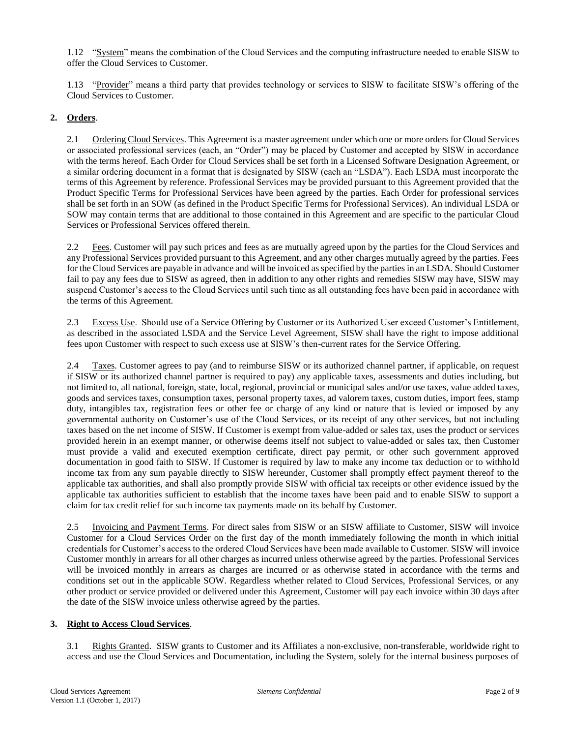1.12 "System" means the combination of the Cloud Services and the computing infrastructure needed to enable SISW to offer the Cloud Services to Customer.

1.13 "Provider" means a third party that provides technology or services to SISW to facilitate SISW's offering of the Cloud Services to Customer.

## 2. Orders.

2.1 Ordering Cloud Services. This Agreement is a master agreement under which one or more orders for Cloud Services or associated professional services (each, an "Order") may be placed by Customer and accepted by SISW in accordance with the terms hereof. Each Order for Cloud Services shall be set forth in a Licensed Software Designation Agreement, or a similar ordering document in a format that is designated by SISW (each an "LSDA"). Each LSDA must incorporate the terms of this Agreement by reference. Professional Services may be provided pursuant to this Agreement provided that the Product Specific Terms for Professional Services have been agreed by the parties. Each Order for professional services shall be set forth in an SOW (as defined in the Product Specific Terms for Professional Services). An individual LSDA or SOW may contain terms that are additional to those contained in this Agreement and are specific to the particular Cloud Services or Professional Services offered therein.

2.2 Fees. Customer will pay such prices and fees as are mutually agreed upon by the parties for the Cloud Services and any Professional Services provided pursuant to this Agreement, and any other charges mutually agreed by the parties. Fees for the Cloud Services are payable in advance and will be invoiced as specified by the parties in an LSDA. Should Customer fail to pay any fees due to SISW as agreed, then in addition to any other rights and remedies SISW may have, SISW may suspend Customer's access to the Cloud Services until such time as all outstanding fees have been paid in accordance with the terms of this Agreement.

2.3 Excess Use. Should use of a Service Offering by Customer or its Authorized User exceed Customer's Entitlement, as described in the associated LSDA and the Service Level Agreement, SISW shall have the right to impose additional fees upon Customer with respect to such excess use at SISW's then-current rates for the Service Offering.

2.4 Taxes. Customer agrees to pay (and to reimburse SISW or its authorized channel partner, if applicable, on request if SISW or its authorized channel partner is required to pay) any applicable taxes, assessments and duties including, but not limited to, all national, foreign, state, local, regional, provincial or municipal sales and/or use taxes, value added taxes, goods and services taxes, consumption taxes, personal property taxes, ad valorem taxes, custom duties, import fees, stamp duty, intangibles tax, registration fees or other fee or charge of any kind or nature that is levied or imposed by any governmental authority on Customer's use of the Cloud Services, or its receipt of any other services, but not including taxes based on the net income of SISW. If Customer is exempt from value-added or sales tax, uses the product or services provided herein in an exempt manner, or otherwise deems itself not subject to value-added or sales tax, then Customer must provide a valid and executed exemption certificate, direct pay permit, or other such government approved documentation in good faith to SISW. If Customer is required by law to make any income tax deduction or to withhold income tax from any sum payable directly to SISW hereunder, Customer shall promptly effect payment thereof to the applicable tax authorities, and shall also promptly provide SISW with official tax receipts or other evidence issued by the applicable tax authorities sufficient to establish that the income taxes have been paid and to enable SISW to support a claim for tax credit relief for such income tax payments made on its behalf by Customer.

2.5 Invoicing and Payment Terms. For direct sales from SISW or an SISW affiliate to Customer, SISW will invoice Customer for a Cloud Services Order on the first day of the month immediately following the month in which initial credentials for Customer's access to the ordered Cloud Services have been made available to Customer. SISW will invoice Customer monthly in arrears for all other charges as incurred unless otherwise agreed by the parties. Professional Services will be invoiced monthly in arrears as charges are incurred or as otherwise stated in accordance with the terms and conditions set out in the applicable SOW. Regardless whether related to Cloud Services, Professional Services, or any other product or service provided or delivered under this Agreement, Customer will pay each invoice within 30 days after the date of the SISW invoice unless otherwise agreed by the parties.

## 3. Right to Access Cloud Services.

3.1 Rights Granted. SISW grants to Customer and its Affiliates a non-exclusive, non-transferable, worldwide right to access and use the Cloud Services and Documentation, including the System, solely for the internal business purposes of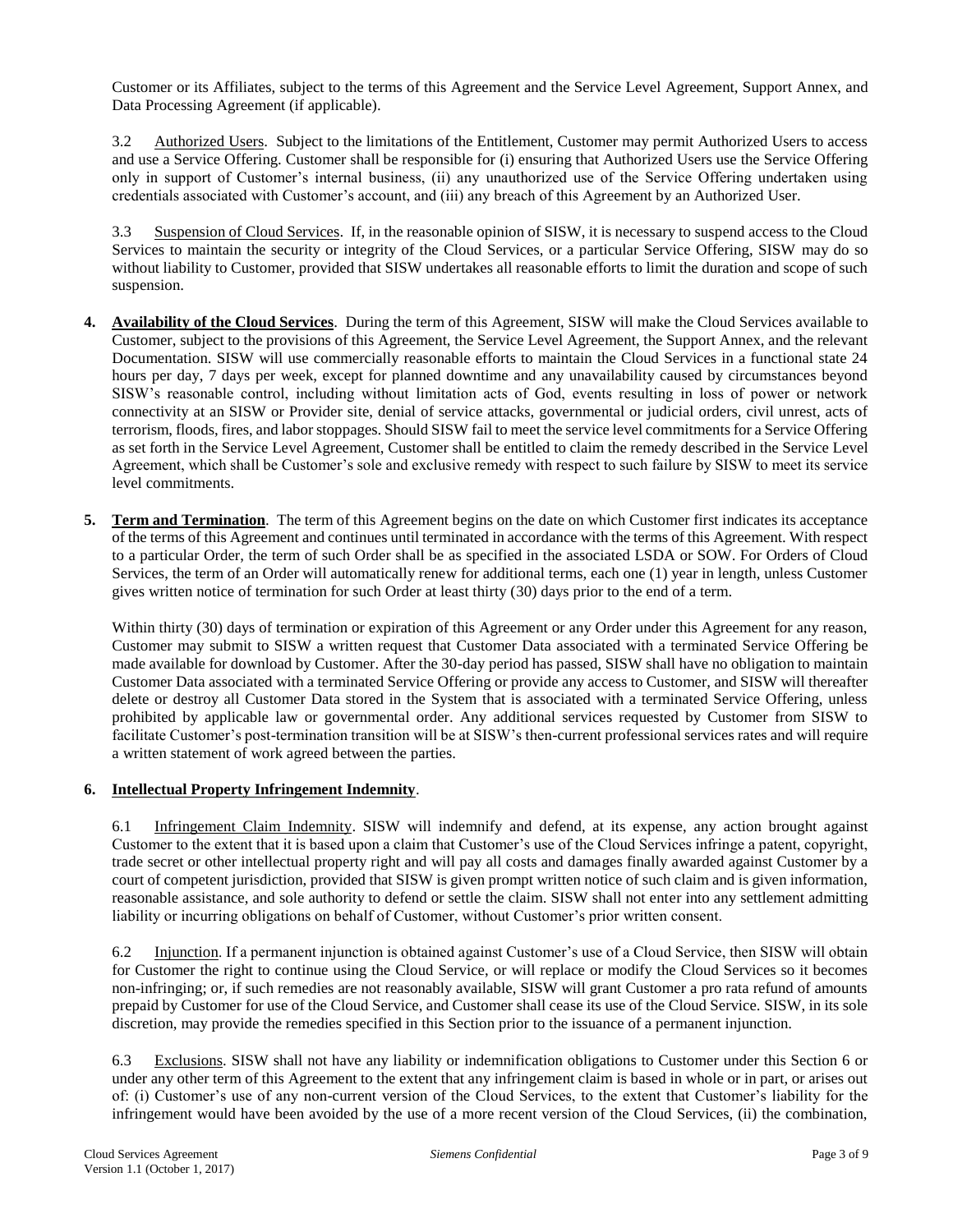Customer or its Affiliates, subject to the terms of this Agreement and the Service Level Agreement, Support Annex, and Data Processing Agreement (if applicable).

3.2 Authorized Users. Subject to the limitations of the Entitlement, Customer may permit Authorized Users to access and use a Service Offering. Customer shall be responsible for (i) ensuring that Authorized Users use the Service Offering only in support of Customer's internal business, (ii) any unauthorized use of the Service Offering undertaken using credentials associated with Customer's account, and (iii) any breach of this Agreement by an Authorized User.

3.3 Suspension of Cloud Services. If, in the reasonable opinion of SISW, it is necessary to suspend access to the Cloud Services to maintain the security or integrity of the Cloud Services, or a particular Service Offering, SISW may do so without liability to Customer, provided that SISW undertakes all reasonable efforts to limit the duration and scope of such suspension.

**4. Availability of the Cloud Services**. During the term of this Agreement, SISW will make the Cloud Services available to Customer, subject to the provisions of this Agreement, the Service Level Agreement, the Support Annex, and the relevant Documentation. SISW will use commercially reasonable efforts to maintain the Cloud Services in a functional state 24 hours per day, 7 days per week, except for planned downtime and any unavailability caused by circumstances beyond SISW's reasonable control, including without limitation acts of God, events resulting in loss of power or network connectivity at an SISW or Provider site, denial of service attacks, governmental or judicial orders, civil unrest, acts of terrorism, floods, fires, and labor stoppages. Should SISW fail to meet the service level commitments for a Service Offering as set forth in the Service Level Agreement, Customer shall be entitled to claim the remedy described in the Service Level Agreement, which shall be Customer's sole and exclusive remedy with respect to such failure by SISW to meet its service level commitments.

**5. Term and Termination**. The term of this Agreement begins on the date on which Customer first indicates its acceptance of the terms of this Agreement and continues until terminated in accordance with the terms of this Agreement. With respect to a particular Order, the term of such Order shall be as specified in the associated LSDA or SOW. For Orders of Cloud Services, the term of an Order will automatically renew for additional terms, each one (1) year in length, unless Customer gives written notice of termination for such Order at least thirty (30) days prior to the end of a term.

Within thirty (30) days of termination or expiration of this Agreement or any Order under this Agreement for any reason, Customer may submit to SISW a written request that Customer Data associated with a terminated Service Offering be made available for download by Customer. After the 30-day period has passed, SISW shall have no obligation to maintain Customer Data associated with a terminated Service Offering or provide any access to Customer, and SISW will thereafter delete or destroy all Customer Data stored in the System that is associated with a terminated Service Offering, unless prohibited by applicable law or governmental order. Any additional services requested by Customer from SISW to facilitate Customer's post-termination transition will be at SISW's then-current professional services rates and will require a written statement of work agreed between the parties.

**6. Intellectual Property Infringement Indemnity**.

6.1 Infringement Claim Indemnity. SISW will indemnify and defend, at its expense, any action brought against Customer to the extent that it is based upon a claim that Customer's use of the Cloud Services infringe a patent, copyright, trade secret or other intellectual property right and will pay all costs and damages finally awarded against Customer by a court of competent jurisdiction, provided that SISW is given prompt written notice of such claim and is given information, reasonable assistance, and sole authority to defend or settle the claim. SISW shall not enter into any settlement admitting liability or incurring obligations on behalf of Customer, without Customer's prior written consent.

6.2 Injunction. If a permanent injunction is obtained against Customer's use of a Cloud Service, then SISW will obtain for Customer the right to continue using the Cloud Service, or will replace or modify the Cloud Services so it becomes non-infringing; or, if such remedies are not reasonably available, SISW will grant Customer a pro rata refund of amounts prepaid by Customer for use of the Cloud Service, and Customer shall cease its use of the Cloud Service. SISW, in its sole discretion, may provide the remedies specified in this Section prior to the issuance of a permanent injunction.

6.3 Exclusions. SISW shall not have any liability or indemnification obligations to Customer under this Section 6 or under any other term of this Agreement to the extent that any infringement claim is based in whole or in part, or arises out of: (i) Customer's use of any non-current version of the Cloud Services, to the extent that Customer's liability for the infringement would have been avoided by the use of a more recent version of the Cloud Services, (ii) the combination,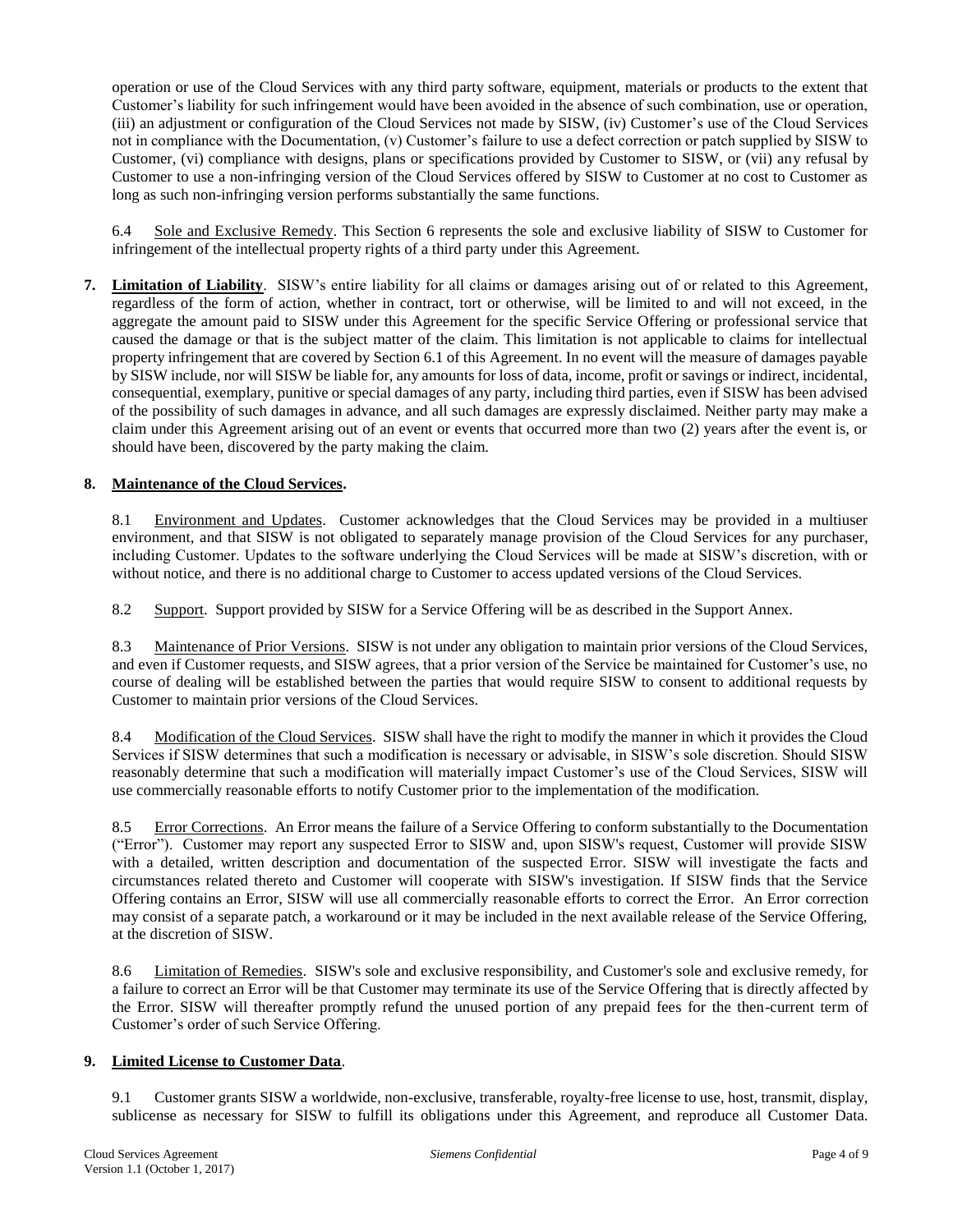operation or use of the Cloud Services with any third party software, equipment, materials or products to the extent that Customer's liability for such infringement would have been avoided in the absence of such combination, use or operation, (iii) an adjustment or configuration of the Cloud Services not made by SISW, (iv) Customer's use of the Cloud Services not in compliance with the Documentation, (v) Customer's failure to use a defect correction or patch supplied by SISW to Customer, (vi) compliance with designs, plans or specifications provided by Customer to SISW, or (vii) any refusal by Customer to use a non-infringing version of the Cloud Services offered by SISW to Customer at no cost to Customer as long as such non-infringing version performs substantially the same functions.

6.4 Sole and Exclusive Remedy. This Section 6 represents the sole and exclusive liability of SISW to Customer for infringement of the intellectual property rights of a third party under this Agreement.

**7. Limitation of Liability**. SISW's entire liability for all claims or damages arising out of or related to this Agreement, regardless of the form of action, whether in contract, tort or otherwise, will be limited to and will not exceed, in the aggregate the amount paid to SISW under this Agreement for the specific Service Offering or professional service that caused the damage or that is the subject matter of the claim. This limitation is not applicable to claims for intellectual property infringement that are covered by Section 6.1 of this Agreement. In no event will the measure of damages payable by SISW include, nor will SISW be liable for, any amounts for loss of data, income, profit or savings or indirect, incidental, consequential, exemplary, punitive or special damages of any party, including third parties, even if SISW has been advised of the possibility of such damages in advance, and all such damages are expressly disclaimed. Neither party may make a claim under this Agreement arising out of an event or events that occurred more than two (2) years after the event is, or should have been, discovered by the party making the claim.

**8. Maintenance of the Cloud Services.**

8.1 Environment and Updates. Customer acknowledges that the Cloud Services may be provided in a multiuser environment, and that SISW is not obligated to separately manage provision of the Cloud Services for any purchaser, including Customer. Updates to the software underlying the Cloud Services will be made at SISW's discretion, with or without notice, and there is no additional charge to Customer to access updated versions of the Cloud Services.

8.2 Support. Support provided by SISW for a Service Offering will be as described in the Support Annex.

8.3 Maintenance of Prior Versions. SISW is not under any obligation to maintain prior versions of the Cloud Services, and even if Customer requests, and SISW agrees, that a prior version of the Service be maintained for Customer's use, no course of dealing will be established between the parties that would require SISW to consent to additional requests by Customer to maintain prior versions of the Cloud Services.

8.4 Modification of the Cloud Services. SISW shall have the right to modify the manner in which it provides the Cloud Services if SISW determines that such a modification is necessary or advisable, in SISW's sole discretion. Should SISW reasonably determine that such a modification will materially impact Customer's use of the Cloud Services, SISW will use commercially reasonable efforts to notify Customer prior to the implementation of the modification.

8.5 Error Corrections. An Error means the failure of a Service Offering to conform substantially to the Documentation ("Error"). Customer may report any suspected Error to SISW and, upon SISW's request, Customer will provide SISW with a detailed, written description and documentation of the suspected Error. SISW will investigate the facts and circumstances related thereto and Customer will cooperate with SISW's investigation. If SISW finds that the Service Offering contains an Error, SISW will use all commercially reasonable efforts to correct the Error. An Error correction may consist of a separate patch, a workaround or it may be included in the next available release of the Service Offering, at the discretion of SISW.

8.6 Limitation of Remedies. SISW's sole and exclusive responsibility, and Customer's sole and exclusive remedy, for a failure to correct an Error will be that Customer may terminate its use of the Service Offering that is directly affected by the Error. SISW will thereafter promptly refund the unused portion of any prepaid fees for the then-current term of Customer's order of such Service Offering.

**9. Limited License to Customer Data**.

9.1 Customer grants SISW a worldwide, non-exclusive, transferable, royalty-free license to use, host, transmit, display, sublicense as necessary for SISW to fulfill its obligations under this Agreement, and reproduce all Customer Data.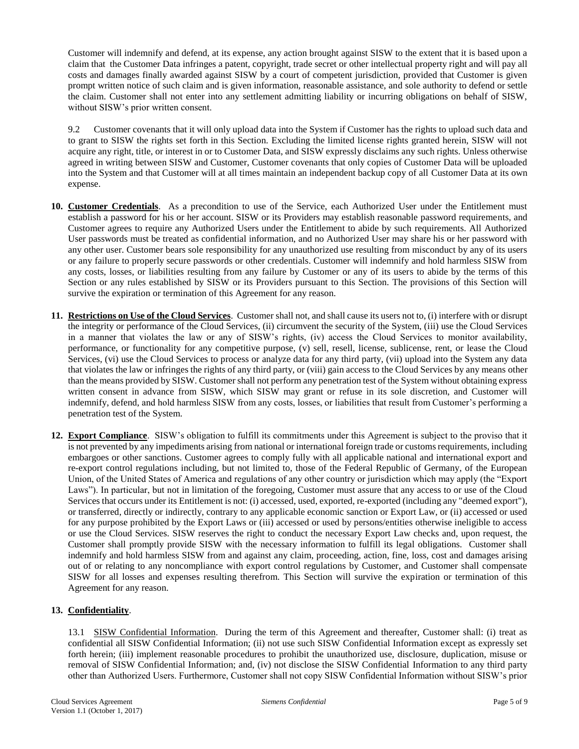Customer will indemnify and defend, at its expense, any action brought against SISW to the extent that it is based upon a claim that the Customer Data infringes a patent, copyright, trade secret or other intellectual property right and will pay all costs and damages finally awarded against SISW by a court of competent jurisdiction, provided that Customer is given prompt written notice of such claim and is given information, reasonable assistance, and sole authority to defend or settle the claim. Customer shall not enter into any settlement admitting liability or incurring obligations on behalf of SISW, without SISW's prior written consent.

9.2 Customer covenants that it will only upload data into the System if Customer has the rights to upload such data and to grant to SISW the rights set forth in this Section. Excluding the limited license rights granted herein, SISW will not acquire any right, title, or interest in or to Customer Data, and SISW expressly disclaims any such rights. Unless otherwise agreed in writing between SISW and Customer, Customer covenants that only copies of Customer Data will be uploaded into the System and that Customer will at all times maintain an independent backup copy of all Customer Data at its own expense.

**10. Customer Credentials**. As a precondition to use of the Service, each Authorized User under the Entitlement must establish a password for his or her account. SISW or its Providers may establish reasonable password requirements, and Customer agrees to require any Authorized Users under the Entitlement to abide by such requirements. All Authorized User passwords must be treated as confidential information, and no Authorized User may share his or her password with any other user. Customer bears sole responsibility for any unauthorized use resulting from misconduct by any of its users or any failure to properly secure passwords or other credentials. Customer will indemnify and hold harmless SISW from any costs, losses, or liabilities resulting from any failure by Customer or any of its users to abide by the terms of this Section or any rules established by SISW or its Providers pursuant to this Section. The provisions of this Section will survive the expiration or termination of this Agreement for any reason.

**11. Restrictions on Use of the Cloud Services**. Customer shall not, and shall cause its users not to, (i) interfere with or disrupt the integrity or performance of the Cloud Services, (ii) circumvent the security of the System, (iii) use the Cloud Services in a manner that violates the law or any of SISW's rights, (iv) access the Cloud Services to monitor availability, performance, or functionality for any competitive purpose, (v) sell, resell, license, sublicense, rent, or lease the Cloud Services, (vi) use the Cloud Services to process or analyze data for any third party, (vii) upload into the System any data that violates the law or infringes the rights of any third party, or (viii) gain access to the Cloud Services by any means other than the means provided by SISW. Customer shall not perform any penetration test of the System without obtaining express written consent in advance from SISW, which SISW may grant or refuse in its sole discretion, and Customer will indemnify, defend, and hold harmless SISW from any costs, losses, or liabilities that result from Customer's performing a penetration test of the System.

**12. Export Compliance**. SISW's obligation to fulfill its commitments under this Agreement is subject to the proviso that it is not prevented by any impediments arising from national or international foreign trade or customs requirements, including embargoes or other sanctions. Customer agrees to comply fully with all applicable national and international export and re-export control regulations including, but not limited to, those of the Federal Republic of Germany, of the European Union, of the United States of America and regulations of any other country or jurisdiction which may apply (the "Export Laws"). In particular, but not in limitation of the foregoing, Customer must assure that any access to or use of the Cloud Services that occurs under its Entitlement is not: (i) accessed, used, exported, re-exported (including any "deemed export"), or transferred, directly or indirectly, contrary to any applicable economic sanction or Export Law, or (ii) accessed or used for any purpose prohibited by the Export Laws or (iii) accessed or used by persons/entities otherwise ineligible to access or use the Cloud Services. SISW reserves the right to conduct the necessary Export Law checks and, upon request, the Customer shall promptly provide SISW with the necessary information to fulfill its legal obligations. Customer shall indemnify and hold harmless SISW from and against any claim, proceeding, action, fine, loss, cost and damages arising out of or relating to any noncompliance with export control regulations by Customer, and Customer shall compensate SISW for all losses and expenses resulting therefrom. This Section will survive the expiration or termination of this Agreement for any reason.

**13. Confidentiality**.

13.1 SISW Confidential Information. During the term of this Agreement and thereafter, Customer shall: (i) treat as confidential all SISW Confidential Information; (ii) not use such SISW Confidential Information except as expressly set forth herein; (iii) implement reasonable procedures to prohibit the unauthorized use, disclosure, duplication, misuse or removal of SISW Confidential Information; and, (iv) not disclose the SISW Confidential Information to any third party other than Authorized Users. Furthermore, Customer shall not copy SISW Confidential Information without SISW's prior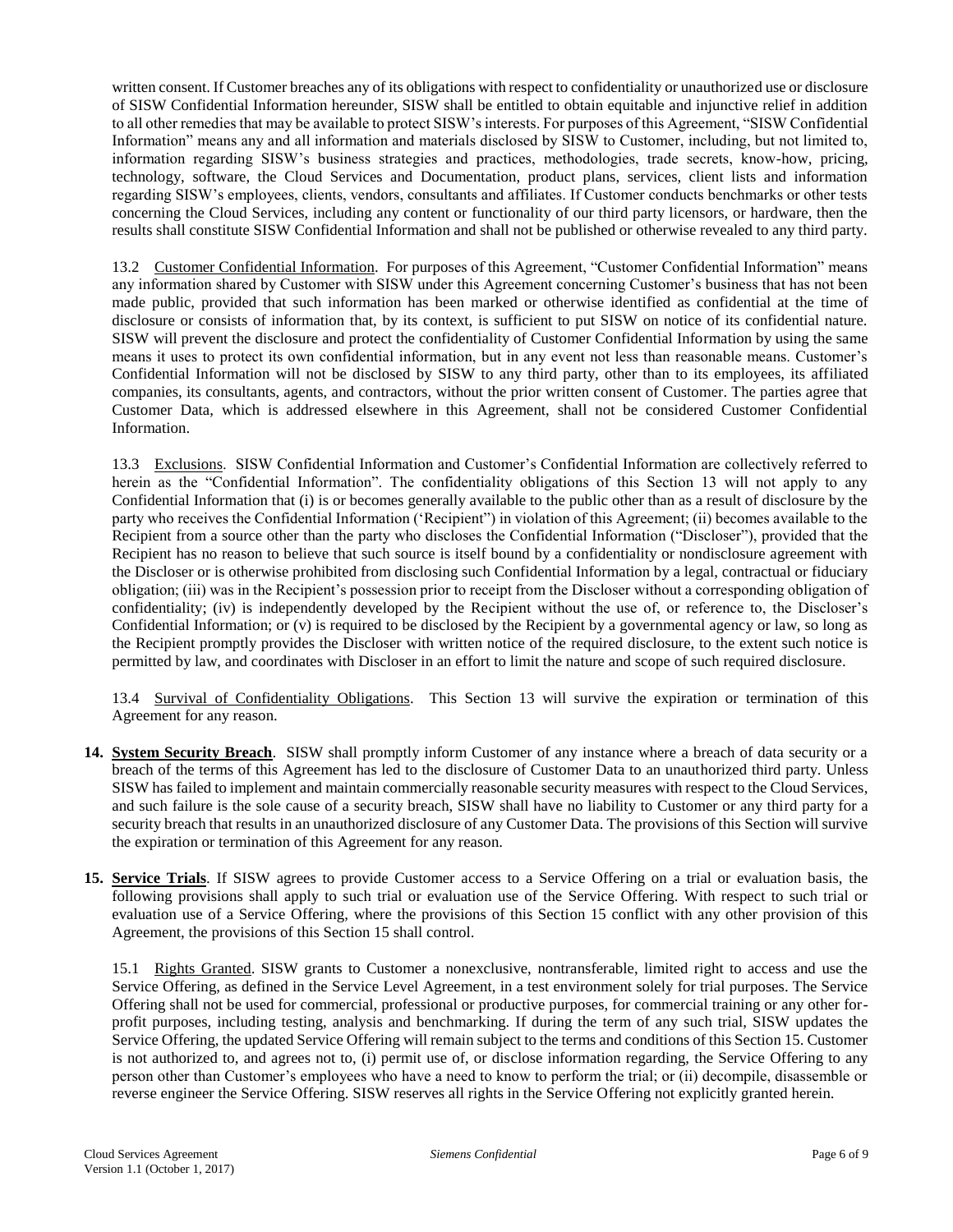written consent. If Customer breaches any of its obligations with respect to confidentiality or unauthorized use or disclosure of SISW Confidential Information hereunder, SISW shall be entitled to obtain equitable and injunctive relief in addition to all other remedies that may be available to protect SISW's interests. For purposes of this Agreement, "SISW Confidential Information" means any and all information and materials disclosed by SISW to Customer, including, but not limited to, information regarding SISW's business strategies and practices, methodologies, trade secrets, know-how, pricing, technology, software, the Cloud Services and Documentation, product plans, services, client lists and information regarding SISW's employees, clients, vendors, consultants and affiliates. If Customer conducts benchmarks or other tests concerning the Cloud Services, including any content or functionality of our third party licensors, or hardware, then the results shall constitute SISW Confidential Information and shall not be published or otherwise revealed to any third party.

13.2 Customer Confidential Information. For purposes of this Agreement, "Customer Confidential Information" means any information shared by Customer with SISW under this Agreement concerning Customer's business that has not been made public, provided that such information has been marked or otherwise identified as confidential at the time of disclosure or consists of information that, by its context, is sufficient to put SISW on notice of its confidential nature. SISW will prevent the disclosure and protect the confidentiality of Customer Confidential Information by using the same means it uses to protect its own confidential information, but in any event not less than reasonable means. Customer's Confidential Information will not be disclosed by SISW to any third party, other than to its employees, its affiliated companies, its consultants, agents, and contractors, without the prior written consent of Customer. The parties agree that Customer Data, which is addressed elsewhere in this Agreement, shall not be considered Customer Confidential Information.

13.3 Exclusions. SISW Confidential Information and Customer's Confidential Information are collectively referred to herein as the "Confidential Information". The confidentiality obligations of this Section 13 will not apply to any Confidential Information that (i) is or becomes generally available to the public other than as a result of disclosure by the party who receives the Confidential Information ('Recipient") in violation of this Agreement; (ii) becomes available to the Recipient from a source other than the party who discloses the Confidential Information ("Discloser"), provided that the Recipient has no reason to believe that such source is itself bound by a confidentiality or nondisclosure agreement with the Discloser or is otherwise prohibited from disclosing such Confidential Information by a legal, contractual or fiduciary obligation; (iii) was in the Recipient's possession prior to receipt from the Discloser without a corresponding obligation of confidentiality; (iv) is independently developed by the Recipient without the use of, or reference to, the Discloser's Confidential Information; or (v) is required to be disclosed by the Recipient by a governmental agency or law, so long as the Recipient promptly provides the Discloser with written notice of the required disclosure, to the extent such notice is permitted by law, and coordinates with Discloser in an effort to limit the nature and scope of such required disclosure.

13.4 Survival of Confidentiality Obligations. This Section 13 will survive the expiration or termination of this Agreement for any reason.

**14. System Security Breach**. SISW shall promptly inform Customer of any instance where a breach of data security or a breach of the terms of this Agreement has led to the disclosure of Customer Data to an unauthorized third party. Unless SISW has failed to implement and maintain commercially reasonable security measures with respect to the Cloud Services, and such failure is the sole cause of a security breach, SISW shall have no liability to Customer or any third party for a security breach that results in an unauthorized disclosure of any Customer Data. The provisions of this Section will survive the expiration or termination of this Agreement for any reason.

**15. Service Trials**. If SISW agrees to provide Customer access to a Service Offering on a trial or evaluation basis, the following provisions shall apply to such trial or evaluation use of the Service Offering. With respect to such trial or evaluation use of a Service Offering, where the provisions of this Section 15 conflict with any other provision of this Agreement, the provisions of this Section 15 shall control.

15.1 Rights Granted. SISW grants to Customer a nonexclusive, nontransferable, limited right to access and use the Service Offering, as defined in the Service Level Agreement, in a test environment solely for trial purposes. The Service Offering shall not be used for commercial, professional or productive purposes, for commercial training or any other for-profit purposes, including testing, analysis and benchmarking. If during the term of any such trial, SISW updates the Service Offering, the updated Service Offering will remain subject to the terms and conditions of this Section 15. Customer is not authorized to, and agrees not to, (i) permit use of, or disclose information regarding, the Service Offering to any person other than Customer's employees who have a need to know to perform the trial; or (ii) decompile, disassemble or reverse engineer the Service Offering. SISW reserves all rights in the Service Offering not explicitly granted herein.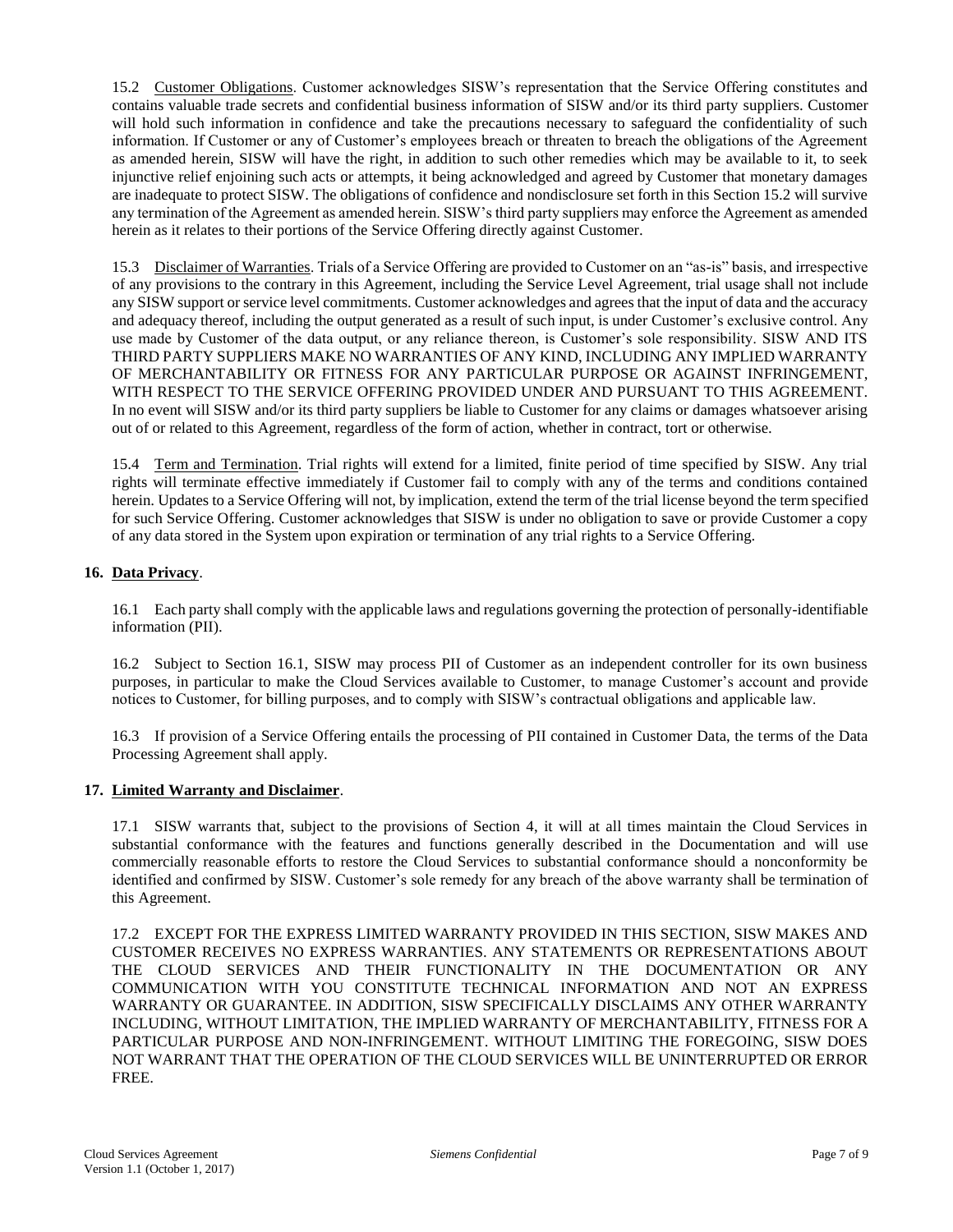15.2 Customer Obligations. Customer acknowledges SISW's representation that the Service Offering constitutes and contains valuable trade secrets and confidential business information of SISW and/or its third party suppliers. Customer will hold such information in confidence and take the precautions necessary to safeguard the confidentiality of such information. If Customer or any of Customer's employees breach or threaten to breach the obligations of the Agreement as amended herein, SISW will have the right, in addition to such other remedies which may be available to it, to seek injunctive relief enjoining such acts or attempts, it being acknowledged and agreed by Customer that monetary damages are inadequate to protect SISW. The obligations of confidence and nondisclosure set forth in this Section 15.2 will survive any termination of the Agreement as amended herein. SISW's third party suppliers may enforce the Agreement as amended herein as it relates to their portions of the Service Offering directly against Customer.

15.3 Disclaimer of Warranties. Trials of a Service Offering are provided to Customer on an "as-is" basis, and irrespective of any provisions to the contrary in this Agreement, including the Service Level Agreement, trial usage shall not include any SISW support or service level commitments. Customer acknowledges and agrees that the input of data and the accuracy and adequacy thereof, including the output generated as a result of such input, is under Customer's exclusive control. Any use made by Customer of the data output, or any reliance thereon, is Customer's sole responsibility. SISW AND ITS THIRD PARTY SUPPLIERS MAKE NO WARRANTIES OF ANY KIND, INCLUDING ANY IMPLIED WARRANTY OF MERCHANTABILITY OR FITNESS FOR ANY PARTICULAR PURPOSE OR AGAINST INFRINGEMENT, WITH RESPECT TO THE SERVICE OFFERING PROVIDED UNDER AND PURSUANT TO THIS AGREEMENT. In no event will SISW and/or its third party suppliers be liable to Customer for any claims or damages whatsoever arising out of or related to this Agreement, regardless of the form of action, whether in contract, tort or otherwise.

15.4 Term and Termination. Trial rights will extend for a limited, finite period of time specified by SISW. Any trial rights will terminate effective immediately if Customer fail to comply with any of the terms and conditions contained herein. Updates to a Service Offering will not, by implication, extend the term of the trial license beyond the term specified for such Service Offering. Customer acknowledges that SISW is under no obligation to save or provide Customer a copy of any data stored in the System upon expiration or termination of any trial rights to a Service Offering.

**16. Data Privacy**.

16.1 Each party shall comply with the applicable laws and regulations governing the protection of personally-identifiable information (PII).

16.2 Subject to Section 16.1, SISW may process PII of Customer as an independent controller for its own business purposes, in particular to make the Cloud Services available to Customer, to manage Customer's account and provide notices to Customer, for billing purposes, and to comply with SISW's contractual obligations and applicable law.

16.3 If provision of a Service Offering entails the processing of PII contained in Customer Data, the terms of the Data Processing Agreement shall apply.

**17. Limited Warranty and Disclaimer**.

17.1 SISW warrants that, subject to the provisions of Section 4, it will at all times maintain the Cloud Services in substantial conformance with the features and functions generally described in the Documentation and will use commercially reasonable efforts to restore the Cloud Services to substantial conformance should a nonconformity be identified and confirmed by SISW. Customer's sole remedy for any breach of the above warranty shall be termination of this Agreement.

17.2 EXCEPT FOR THE EXPRESS LIMITED WARRANTY PROVIDED IN THIS SECTION, SISW MAKES AND CUSTOMER RECEIVES NO EXPRESS WARRANTIES. ANY STATEMENTS OR REPRESENTATIONS ABOUT THE CLOUD SERVICES AND THEIR FUNCTIONALITY IN THE DOCUMENTATION OR ANY COMMUNICATION WITH YOU CONSTITUTE TECHNICAL INFORMATION AND NOT AN EXPRESS WARRANTY OR GUARANTEE. IN ADDITION, SISW SPECIFICALLY DISCLAIMS ANY OTHER WARRANTY INCLUDING, WITHOUT LIMITATION, THE IMPLIED WARRANTY OF MERCHANTABILITY, FITNESS FOR A PARTICULAR PURPOSE AND NON-INFRINGEMENT. WITHOUT LIMITING THE FOREGOING, SISW DOES NOT WARRANT THAT THE OPERATION OF THE CLOUD SERVICES WILL BE UNINTERRUPTED OR ERROR FREE.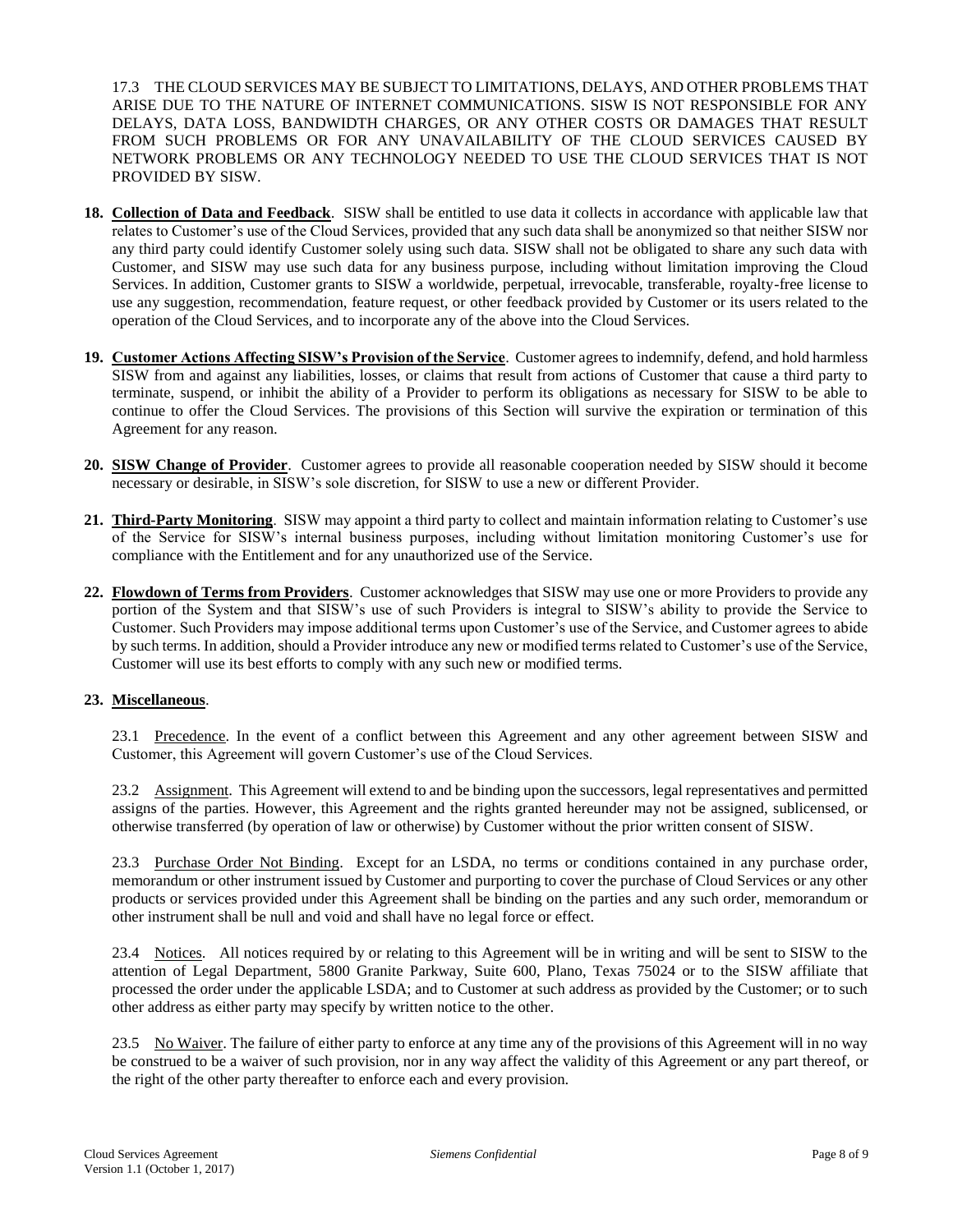17.3 THE CLOUD SERVICES MAY BE SUBJECT TO LIMITATIONS, DELAYS, AND OTHER PROBLEMS THAT ARISE DUE TO THE NATURE OF INTERNET COMMUNICATIONS. SISW IS NOT RESPONSIBLE FOR ANY DELAYS, DATA LOSS, BANDWIDTH CHARGES, OR ANY OTHER COSTS OR DAMAGES THAT RESULT FROM SUCH PROBLEMS OR FOR ANY UNAVAILABILITY OF THE CLOUD SERVICES CAUSED BY NETWORK PROBLEMS OR ANY TECHNOLOGY NEEDED TO USE THE CLOUD SERVICES THAT IS NOT PROVIDED BY SISW.

**18. Collection of Data and Feedback**. SISW shall be entitled to use data it collects in accordance with applicable law that relates to Customer's use of the Cloud Services, provided that any such data shall be anonymized so that neither SISW nor any third party could identify Customer solely using such data. SISW shall not be obligated to share any such data with Customer, and SISW may use such data for any business purpose, including without limitation improving the Cloud Services. In addition, Customer grants to SISW a worldwide, perpetual, irrevocable, transferable, royalty-free license to use any suggestion, recommendation, feature request, or other feedback provided by Customer or its users related to the operation of the Cloud Services, and to incorporate any of the above into the Cloud Services.

**19. Customer Actions Affecting SISW's Provision of the Service**. Customer agrees to indemnify, defend, and hold harmless SISW from and against any liabilities, losses, or claims that result from actions of Customer that cause a third party to terminate, suspend, or inhibit the ability of a Provider to perform its obligations as necessary for SISW to be able to continue to offer the Cloud Services. The provisions of this Section will survive the expiration or termination of this Agreement for any reason.

**20. SISW Change of Provider**. Customer agrees to provide all reasonable cooperation needed by SISW should it become necessary or desirable, in SISW's sole discretion, for SISW to use a new or different Provider.

**21. Third-Party Monitoring**. SISW may appoint a third party to collect and maintain information relating to Customer's use of the Service for SISW's internal business purposes, including without limitation monitoring Customer's use for compliance with the Entitlement and for any unauthorized use of the Service.

**22. Flowdown of Terms from Providers**. Customer acknowledges that SISW may use one or more Providers to provide any portion of the System and that SISW's use of such Providers is integral to SISW's ability to provide the Service to Customer. Such Providers may impose additional terms upon Customer's use of the Service, and Customer agrees to abide by such terms. In addition, should a Provider introduce any new or modified terms related to Customer's use of the Service, Customer will use its best efforts to comply with any such new or modified terms.

**23. Miscellaneous**.

23.1 Precedence. In the event of a conflict between this Agreement and any other agreement between SISW and Customer, this Agreement will govern Customer's use of the Cloud Services.

23.2 Assignment. This Agreement will extend to and be binding upon the successors, legal representatives and permitted assigns of the parties. However, this Agreement and the rights granted hereunder may not be assigned, sublicensed, or otherwise transferred (by operation of law or otherwise) by Customer without the prior written consent of SISW.

23.3 Purchase Order Not Binding. Except for an LSDA, no terms or conditions contained in any purchase order, memorandum or other instrument issued by Customer and purporting to cover the purchase of Cloud Services or any other products or services provided under this Agreement shall be binding on the parties and any such order, memorandum or other instrument shall be null and void and shall have no legal force or effect.

23.4 Notices. All notices required by or relating to this Agreement will be in writing and will be sent to SISW to the attention of Legal Department, 5800 Granite Parkway, Suite 600, Plano, Texas 75024 or to the SISW affiliate that processed the order under the applicable LSDA; and to Customer at such address as provided by the Customer; or to such other address as either party may specify by written notice to the other.

23.5 No Waiver. The failure of either party to enforce at any time any of the provisions of this Agreement will in no way be construed to be a waiver of such provision, nor in any way affect the validity of this Agreement or any part thereof, or the right of the other party thereafter to enforce each and every provision.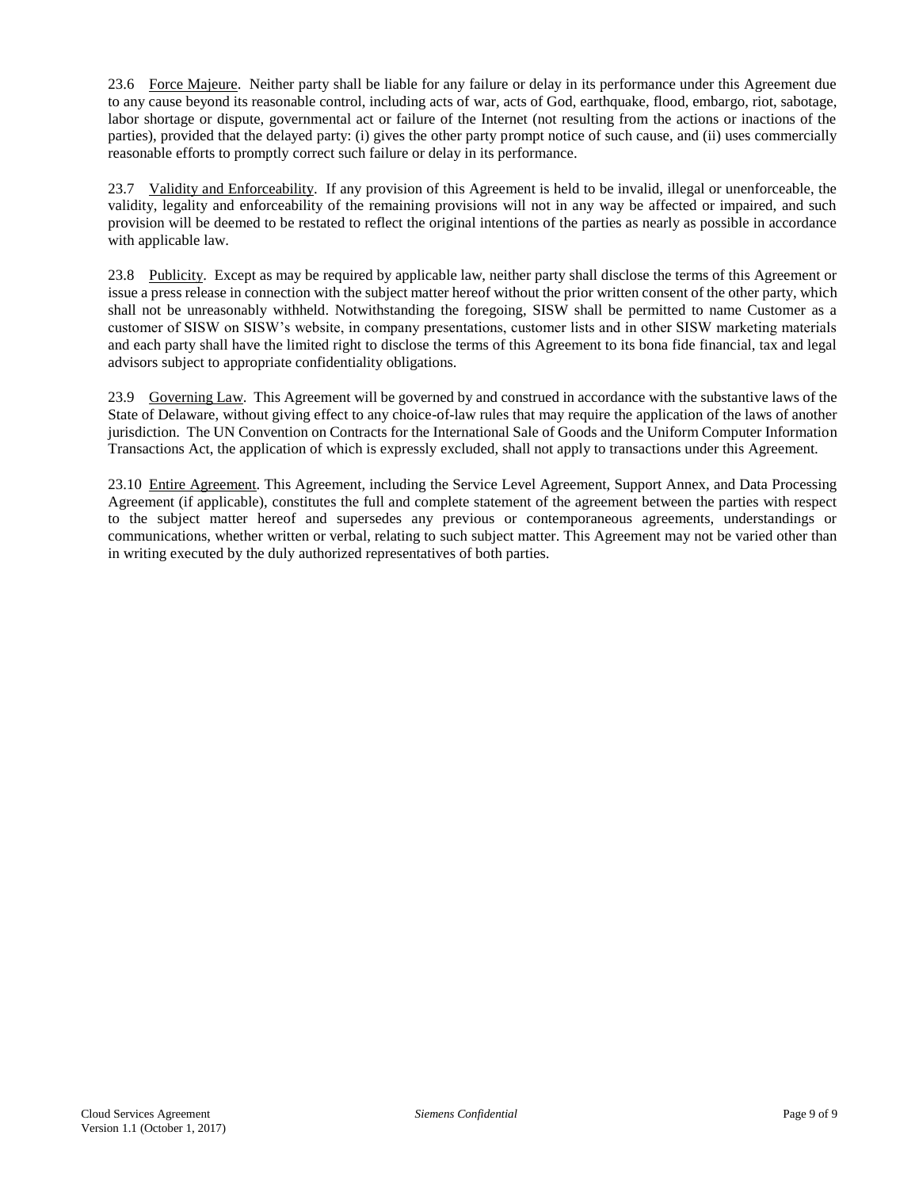23.6 Force Majeure. Neither party shall be liable for any failure or delay in its performance under this Agreement due to any cause beyond its reasonable control, including acts of war, acts of God, earthquake, flood, embargo, riot, sabotage, labor shortage or dispute, governmental act or failure of the Internet (not resulting from the actions or inactions of the parties), provided that the delayed party: (i) gives the other party prompt notice of such cause, and (ii) uses commercially reasonable efforts to promptly correct such failure or delay in its performance.

23.7 Validity and Enforceability. If any provision of this Agreement is held to be invalid, illegal or unenforceable, the validity, legality and enforceability of the remaining provisions will not in any way be affected or impaired, and such provision will be deemed to be restated to reflect the original intentions of the parties as nearly as possible in accordance with applicable law.

23.8 Publicity. Except as may be required by applicable law, neither party shall disclose the terms of this Agreement or issue a press release in connection with the subject matter hereof without the prior written consent of the other party, which shall not be unreasonably withheld. Notwithstanding the foregoing, SISW shall be permitted to name Customer as a customer of SISW on SISW's website, in company presentations, customer lists and in other SISW marketing materials and each party shall have the limited right to disclose the terms of this Agreement to its bona fide financial, tax and legal advisors subject to appropriate confidentiality obligations.

23.9 Governing Law. This Agreement will be governed by and construed in accordance with the substantive laws of the State of Delaware, without giving effect to any choice-of-law rules that may require the application of the laws of another jurisdiction. The UN Convention on Contracts for the International Sale of Goods and the Uniform Computer Information Transactions Act, the application of which is expressly excluded, shall not apply to transactions under this Agreement.

23.10 Entire Agreement. This Agreement, including the Service Level Agreement, Support Annex, and Data Processing Agreement (if applicable), constitutes the full and complete statement of the agreement between the parties with respect to the subject matter hereof and supersedes any previous or contemporaneous agreements, understandings or communications, whether written or verbal, relating to such subject matter. This Agreement may not be varied other than in writing executed by the duly authorized representatives of both parties.